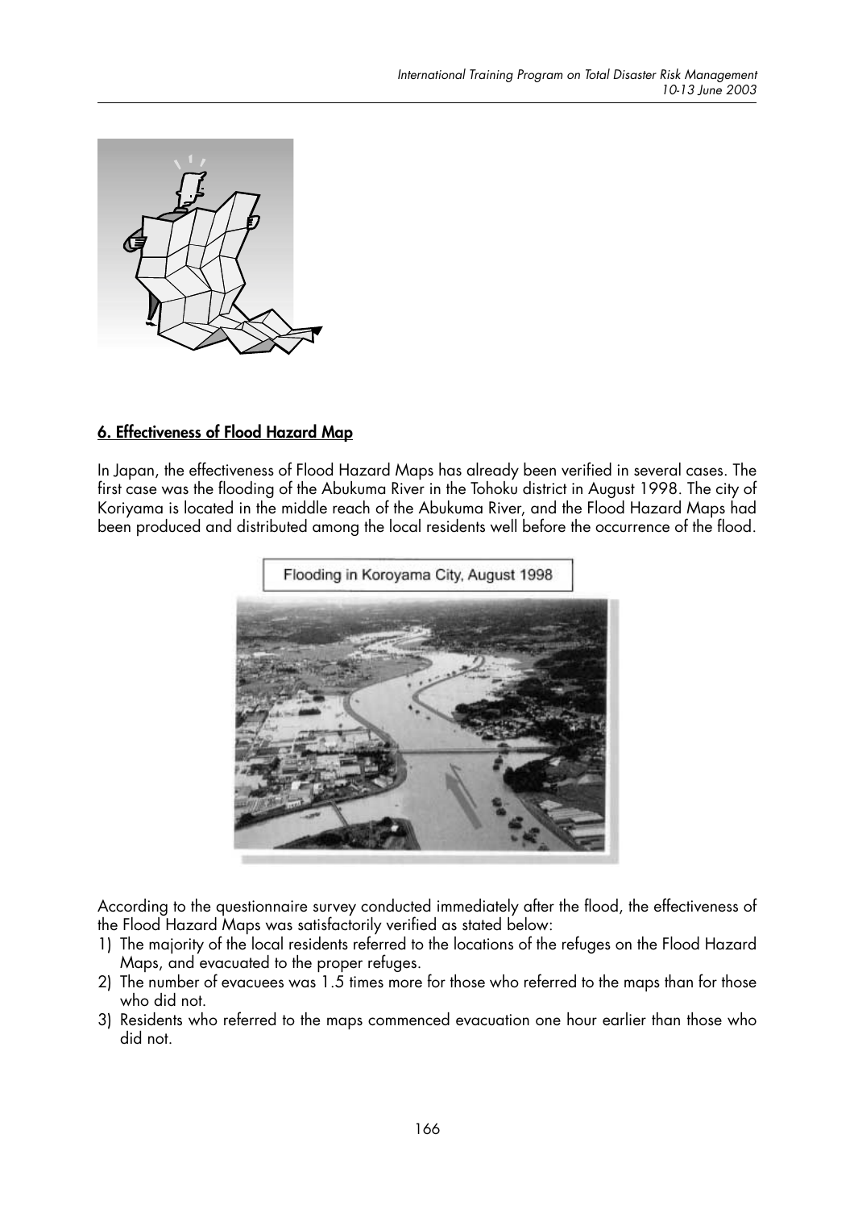## 6. Effectiveness of Flood Hazard Map

In Japan, the effectiveness of Flood Hazard Maps has already been verified in several cases. The first case was the flooding of the Abukuma River in the Tohoku district in August 1998. The city of Koriyama is located in the middle reach of the Abukuma River, and the Flood Hazard Maps had been produced and distributed among the local residents well before the occurrence of the flood.

Flooding in Koroyama City, August 1998

According to the questionnaire survey conducted immediately after the flood, the effectiveness of the Flood Hazard Maps was satisfactorily verified as stated below:

1) The majority of the local residents referred to the locations of the refuges on the Flood Hazard Maps, and evacuated to the proper refuges.
2) The number of evacuees was 1.5 times more for those who referred to the maps than for those who did not.
3) Residents who referred to the maps commenced evacuation one hour earlier than those who did not.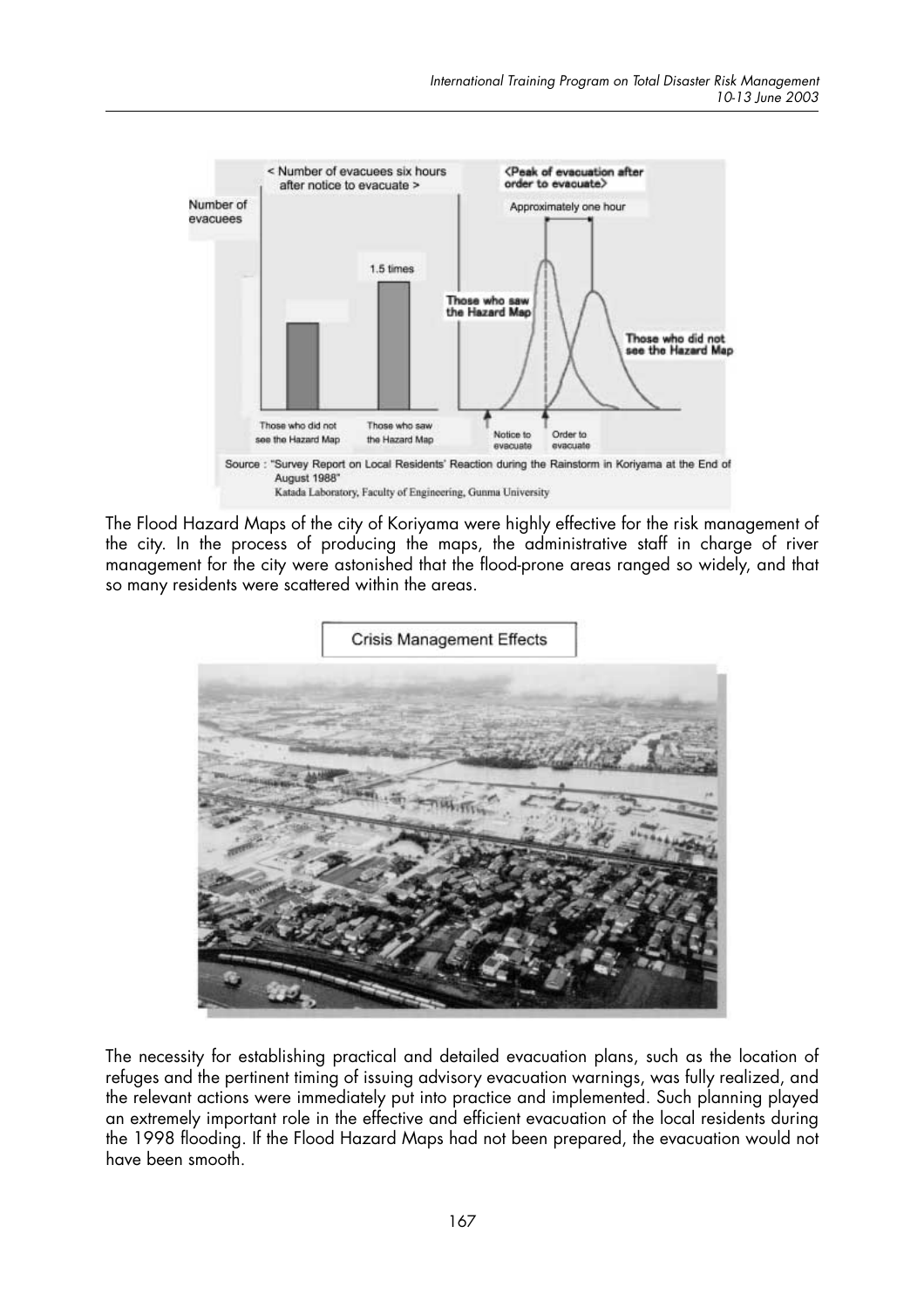Source : "Survey Report on Local Residents' Reaction during the Rainstorm in Koriyama at the End of August 1988"
Katada Laboratory, Faculty of Engineering, Gunma University

The Flood Hazard Maps of the city of Koriyama were highly effective for the risk management of the city. In the process of producing the maps, the administrative staff in charge of river management for the city were astonished that the flood-prone areas ranged so widely, and that so many residents were scattered within the areas.

Crisis Management Effects

The necessity for establishing practical and detailed evacuation plans, such as the location of refuges and the pertinent timing of issuing advisory evacuation warnings, was fully realized, and the relevant actions were immediately put into practice and implemented. Such planning played an extremely important role in the effective and efficient evacuation of the local residents during the 1998 flooding. If the Flood Hazard Maps had not been prepared, the evacuation would not have been smooth.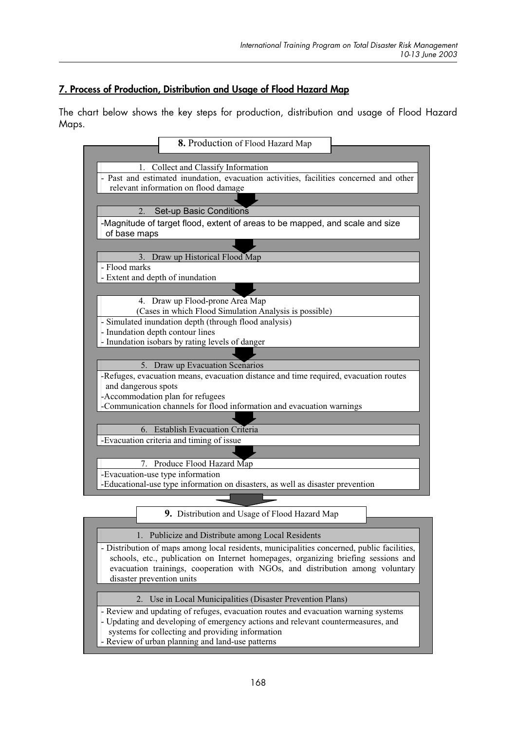## 7. Process of Production, Distribution and Usage of Flood Hazard Map

The chart below shows the key steps for production, distribution and usage of Flood Hazard Maps.

### 8. Production of Flood Hazard Map

**1. Collect and Classify Information**

- Past and estimated inundation, evacuation activities, facilities concerned and other relevant information on flood damage

**2. Set-up Basic Conditions**

- Magnitude of target flood, extent of areas to be mapped, and scale and size of base maps

**3. Draw up Historical Flood Map**

- Flood marks
- Extent and depth of inundation

**4. Draw up Flood-prone Area Map**
(Cases in which Flood Simulation Analysis is possible)

- Simulated inundation depth (through flood analysis)
- Inundation depth contour lines
- Inundation isobars by rating levels of danger

**5. Draw up Evacuation Scenarios**

- Refuges, evacuation means, evacuation distance and time required, evacuation routes and dangerous spots
- Accommodation plan for refugees
- Communication channels for flood information and evacuation warnings

**6. Establish Evacuation Criteria**

- Evacuation criteria and timing of issue

**7. Produce Flood Hazard Map**

- Evacuation-use type information
- Educational-use type information on disasters, as well as disaster prevention

### 9. Distribution and Usage of Flood Hazard Map

**1. Publicize and Distribute among Local Residents**

- Distribution of maps among local residents, municipalities concerned, public facilities, schools, etc., publication on Internet homepages, organizing briefing sessions and evacuation trainings, cooperation with NGOs, and distribution among voluntary disaster prevention units

**2. Use in Local Municipalities (Disaster Prevention Plans)**

- Review and updating of refuges, evacuation routes and evacuation warning systems
- Updating and developing of emergency actions and relevant countermeasures, and systems for collecting and providing information
- Review of urban planning and land-use patterns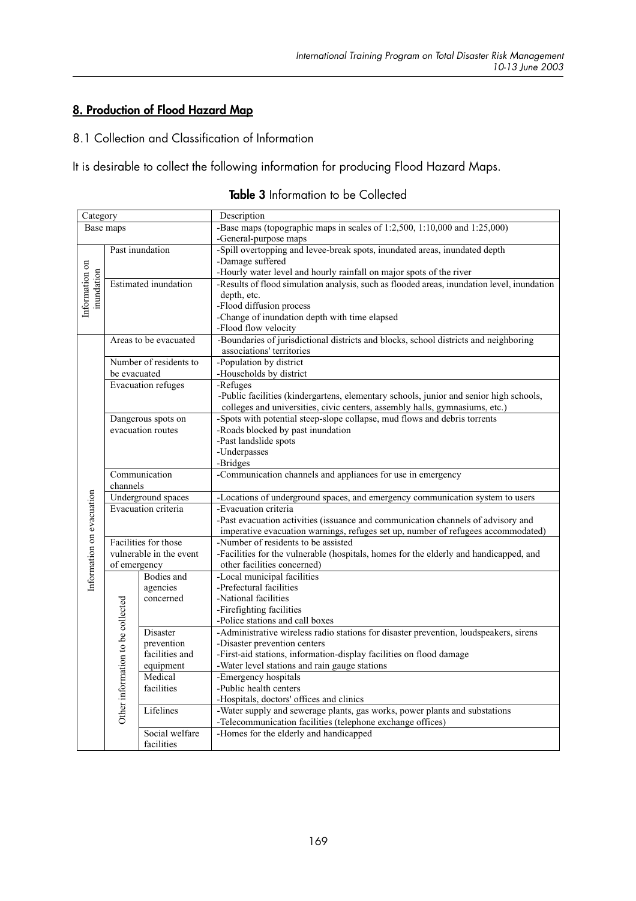## 8. Production of Flood Hazard Map

### 8.1 Collection and Classification of Information

It is desirable to collect the following information for producing Flood Hazard Maps.

**Table 3** Information to be Collected

| Category | | | Description |
|---|---|---|---|
| Base maps | | | -Base maps (topographic maps in scales of 1:2,500, 1:10,000 and 1:25,000)<br>-General-purpose maps |
| Information on inundation | Past inundation | | -Spill overtopping and levee-break spots, inundated areas, inundated depth<br>-Damage suffered<br>-Hourly water level and hourly rainfall on major spots of the river |
| | Estimated inundation | | -Results of flood simulation analysis, such as flooded areas, inundation level, inundation depth, etc.<br>-Flood diffusion process<br>-Change of inundation depth with time elapsed<br>-Flood flow velocity |
| Information on evacuation | Areas to be evacuated | | -Boundaries of jurisdictional districts and blocks, school districts and neighboring associations' territories |
| | Number of residents to be evacuated | | -Population by district<br>-Households by district |
| | Evacuation refuges | | -Refuges<br>-Public facilities (kindergartens, elementary schools, junior and senior high schools, colleges and universities, civic centers, assembly halls, gymnasiums, etc.) |
| | Dangerous spots on evacuation routes | | -Spots with potential steep-slope collapse, mud flows and debris torrents<br>-Roads blocked by past inundation<br>-Past landslide spots<br>-Underpasses<br>-Bridges |
| | Communication channels | | -Communication channels and appliances for use in emergency |
| | Underground spaces | | -Locations of underground spaces, and emergency communication system to users |
| | Evacuation criteria | | -Evacuation criteria<br>-Past evacuation activities (issuance and communication channels of advisory and imperative evacuation warnings, refuges set up, number of refugees accommodated) |
| | Facilities for those vulnerable in the event of emergency | | -Number of residents to be assisted<br>-Facilities for the vulnerable (hospitals, homes for the elderly and handicapped, and other facilities concerned) |
| | Other information to be collected | Bodies and agencies concerned | -Local municipal facilities<br>-Prefectural facilities<br>-National facilities<br>-Firefighting facilities<br>-Police stations and call boxes |
| | | Disaster prevention facilities and equipment | -Administrative wireless radio stations for disaster prevention, loudspeakers, sirens<br>-Disaster prevention centers<br>-First-aid stations, information-display facilities on flood damage<br>-Water level stations and rain gauge stations |
| | | Medical facilities | -Emergency hospitals<br>-Public health centers<br>-Hospitals, doctors' offices and clinics |
| | | Lifelines | -Water supply and sewerage plants, gas works, power plants and substations<br>-Telecommunication facilities (telephone exchange offices) |
| | | Social welfare facilities | -Homes for the elderly and handicapped |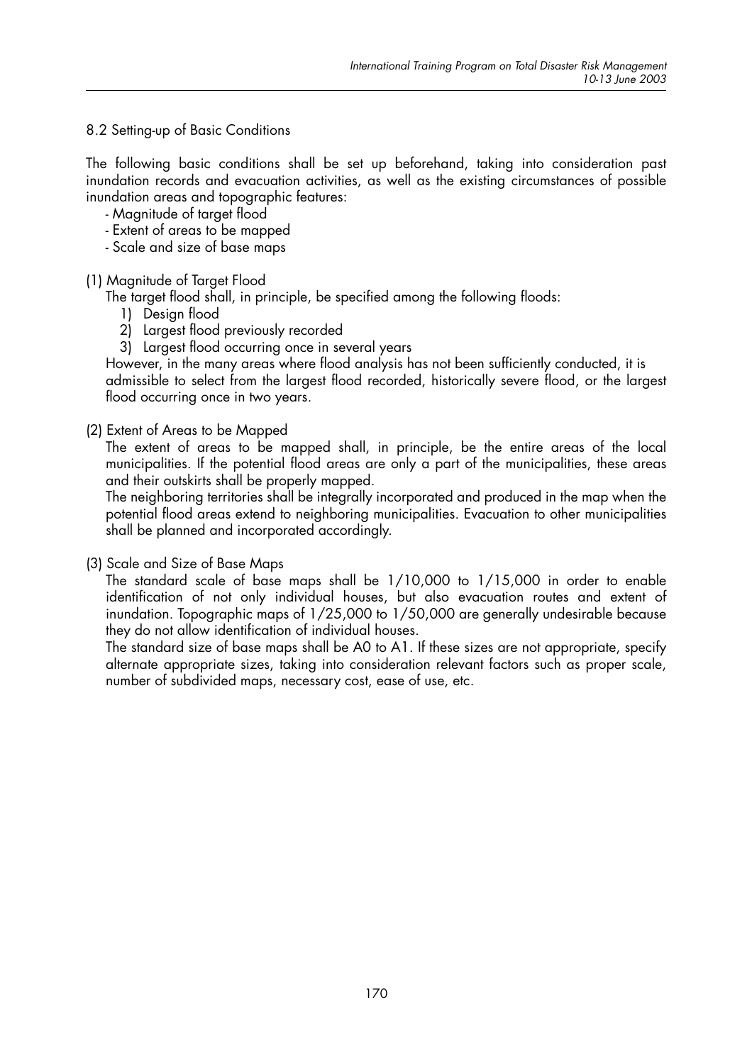## 8.2 Setting-up of Basic Conditions

The following basic conditions shall be set up beforehand, taking into consideration past inundation records and evacuation activities, as well as the existing circumstances of possible inundation areas and topographic features:

- Magnitude of target flood
- Extent of areas to be mapped
- Scale and size of base maps

### (1) Magnitude of Target Flood

The target flood shall, in principle, be specified among the following floods:

1) Design flood
2) Largest flood previously recorded
3) Largest flood occurring once in several years

However, in the many areas where flood analysis has not been sufficiently conducted, it is admissible to select from the largest flood recorded, historically severe flood, or the largest flood occurring once in two years.

### (2) Extent of Areas to be Mapped

The extent of areas to be mapped shall, in principle, be the entire areas of the local municipalities. If the potential flood areas are only a part of the municipalities, these areas and their outskirts shall be properly mapped.

The neighboring territories shall be integrally incorporated and produced in the map when the potential flood areas extend to neighboring municipalities. Evacuation to other municipalities shall be planned and incorporated accordingly.

### (3) Scale and Size of Base Maps

The standard scale of base maps shall be 1/10,000 to 1/15,000 in order to enable identification of not only individual houses, but also evacuation routes and extent of inundation. Topographic maps of 1/25,000 to 1/50,000 are generally undesirable because they do not allow identification of individual houses.

The standard size of base maps shall be A0 to A1. If these sizes are not appropriate, specify alternate appropriate sizes, taking into consideration relevant factors such as proper scale, number of subdivided maps, necessary cost, ease of use, etc.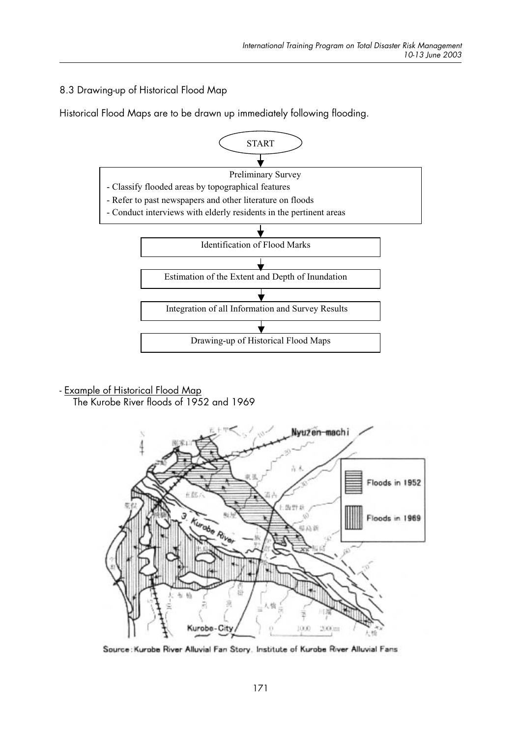### 8.3 Drawing-up of Historical Flood Map

Historical Flood Maps are to be drawn up immediately following flooding.

START

Preliminary Survey
- Classify flooded areas by topographical features
- Refer to past newspapers and other literature on floods
- Conduct interviews with elderly residents in the pertinent areas

Identification of Flood Marks

Estimation of the Extent and Depth of Inundation

Integration of all Information and Survey Results

Drawing-up of Historical Flood Maps

- Example of Historical Flood Map
  The Kurobe River floods of 1952 and 1969

Nyuzen-machi

Floods in 1952

Floods in 1969

3. Kurobe River

Kurobe-City

0 1000 2000m

Source: Kurobe River Alluvial Fan Story, Institute of Kurobe River Alluvial Fans